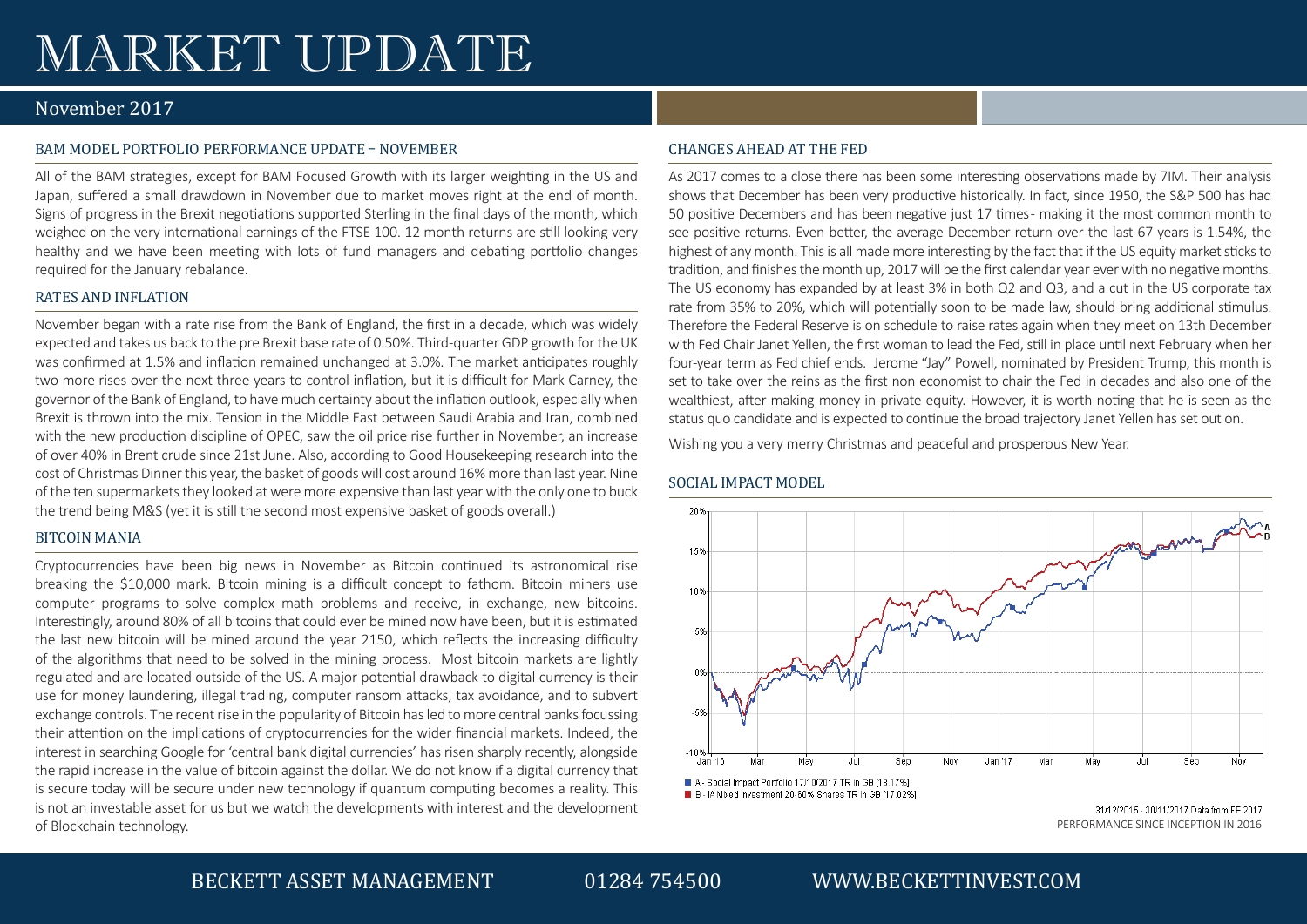# MARKET UPDATE

## November 2017

### BAM MODEL PORTFOLIO PERFORMANCE UPDATE – NOVEMBER

All of the BAM strategies, except for BAM Focused Growth with its larger weighting in the US and Japan, suffered a small drawdown in November due to market moves right at the end of month. Signs of progress in the Brexit negotiations supported Sterling in the final days of the month, which weighed on the very international earnings of the FTSE 100. 12 month returns are still looking very healthy and we have been meeting with lots of fund managers and debating portfolio changes required for the January rebalance.

### RATES AND INFLATION

November began with a rate rise from the Bank of England, the first in a decade, which was widely expected and takes us back to the pre Brexit base rate of 0.50%. Third-quarter GDP growth for the UK was confirmed at 1.5% and inflation remained unchanged at 3.0%. The market anticipates roughly two more rises over the next three years to control inflation, but it is difficult for Mark Carney, the governor of the Bank of England, to have much certainty about the inflation outlook, especially when Brexit is thrown into the mix. Tension in the Middle East between Saudi Arabia and Iran, combined with the new production discipline of OPEC, saw the oil price rise further in November, an increase of over 40% in Brent crude since 21st June. Also, according to Good Housekeeping research into the cost of Christmas Dinner this year, the basket of goods will cost around 16% more than last year. Nine of the ten supermarkets they looked at were more expensive than last year with the only one to buck the trend being M&S (yet it is still the second most expensive basket of goods overall.)

### BITCOIN MANIA

Cryptocurrencies have been big news in November as Bitcoin continued its astronomical rise breaking the $10,000 mark. Bitcoin mining is a difficult concept to fathom. Bitcoin miners use computer programs to solve complex math problems and receive, in exchange, new bitcoins. Interestingly, around 80% of all bitcoins that could ever be mined now have been, but it is estimated the last new bitcoin will be mined around the year 2150, which reflects the increasing difficulty of the algorithms that need to be solved in the mining process. Most bitcoin markets are lightly regulated and are located outside of the US. A major potential drawback to digital currency is their use for money laundering, illegal trading, computer ransom attacks, tax avoidance, and to subvert exchange controls. The recent rise in the popularity of Bitcoin has led to more central banks focussing their attention on the implications of cryptocurrencies for the wider financial markets. Indeed, the interest in searching Google for 'central bank digital currencies' has risen sharply recently, alongside the rapid increase in the value of bitcoin against the dollar. We do not know if a digital currency that is secure today will be secure under new technology if quantum computing becomes a reality. This is not an investable asset for us but we watch the developments with interest and the development of Blockchain technology.

### CHANGES AHEAD AT THE FED

As 2017 comes to a close there has been some interesting observations made by 7IM. Their analysis shows that December has been very productive historically. In fact, since 1950, the S&P 500 has had 50 positive Decembers and has been negative just 17 times- making it the most common month to see positive returns. Even better, the average December return over the last 67 years is 1.54%, the highest of any month. This is all made more interesting by the fact that if the US equity market sticks to tradition, and finishes the month up, 2017 will be the first calendar year ever with no negative months. The US economy has expanded by at least 3% in both Q2 and Q3, and a cut in the US corporate tax rate from 35% to 20%, which will potentially soon to be made law, should bring additional stimulus. Therefore the Federal Reserve is on schedule to raise rates again when they meet on 13th December with Fed Chair Janet Yellen, the first woman to lead the Fed, still in place until next February when her four-year term as Fed chief ends. Jerome "Jay" Powell, nominated by President Trump, this month is set to take over the reins as the first non economist to chair the Fed in decades and also one of the wealthiest, after making money in private equity. However, it is worth noting that he is seen as the status quo candidate and is expected to continue the broad trajectory Janet Yellen has set out on.

Wishing you a very merry Christmas and peaceful and prosperous New Year.

### SOCIAL IMPACT MODEL

A - Social Impact Portfolio 17/10/2017 TR in GB [18.17%]
B - IA Mixed Investment 20-60% Shares TR in GB [17.02%]

31/12/2015 - 30/11/2017 Data from FE 2017

PERFORMANCE SINCE INCEPTION IN 2016

BECKETT ASSET MANAGEMENT 01284 754500 WWW.BECKETTINVEST.COM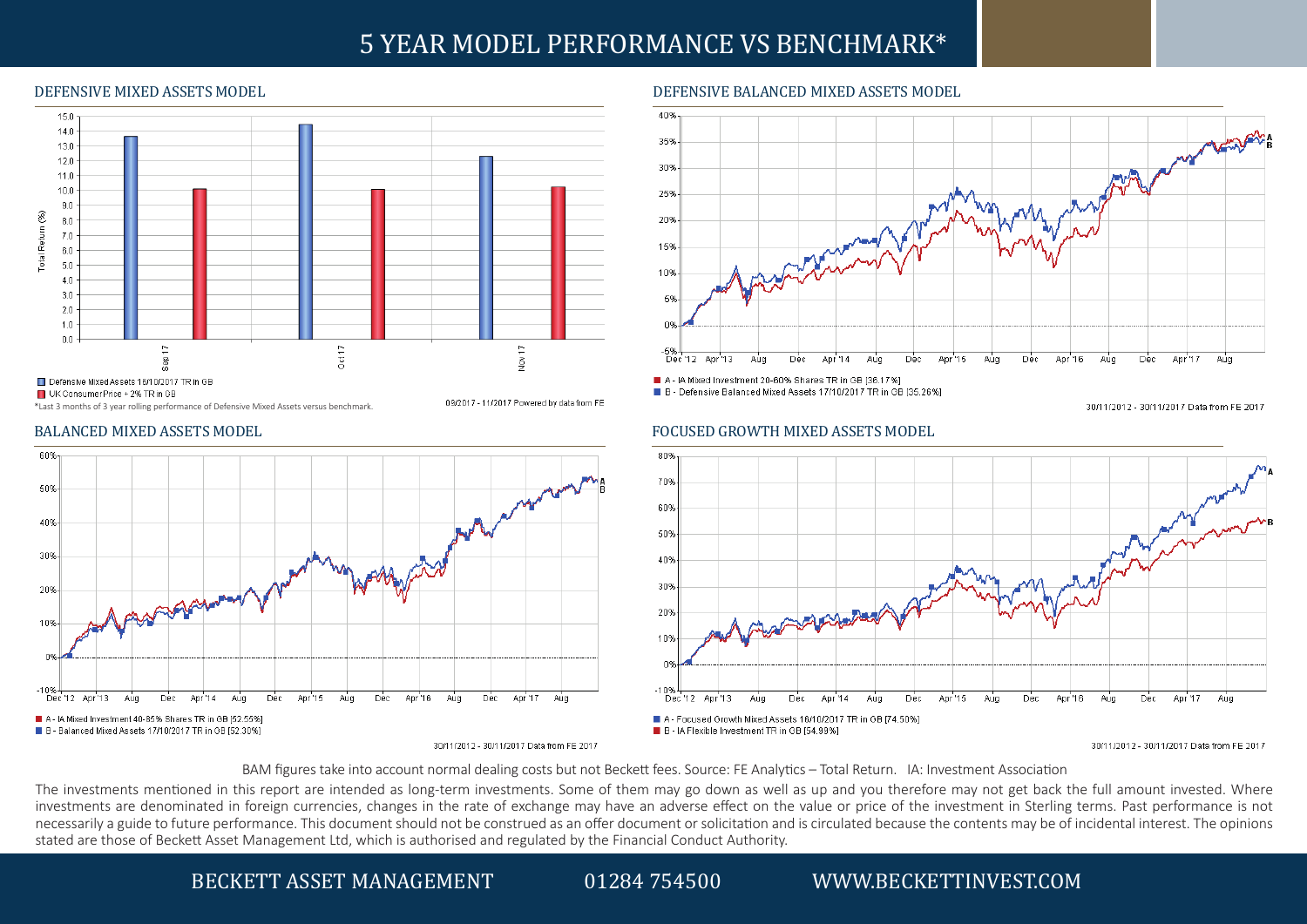# 5 YEAR MODEL PERFORMANCE VS BENCHMARK*

## DEFENSIVE MIXED ASSETS MODEL

15.0
14.0
13.0
12.0
11.0
10.0
9.0
8.0
7.0
6.0
5.0
4.0
3.0
2.0
1.0
0.0

Total Return (%)

Sep 17
Oct 17
Nov 17

Defensive Mixed Assets 16/10/2017 TR in GB
UK Consumer Price + 2% TR in GB

*Last 3 months of 3 year rolling performance of Defensive Mixed Assets versus benchmark.

09/2017 - 11/2017 Powered by data from FE

## DEFENSIVE BALANCED MIXED ASSETS MODEL

40%
35%
30%
25%
20%
15%
10%
5%
0%
-5%

Dec '12 Apr '13 Aug Dec Apr '14 Aug Dec Apr '15 Aug Dec Apr '16 Aug Dec Apr '17 Aug

A
B

A - IA Mixed Investment 20-60% Shares TR in GB [36.17%]
B - Defensive Balanced Mixed Assets 17/10/2017 TR in GB [35.26%]

30/11/2012 - 30/11/2017 Data from FE 2017

## BALANCED MIXED ASSETS MODEL

60%
50%
40%
30%
20%
10%
0%
-10%

Dec '12 Apr '13 Aug Dec Apr '14 Aug Dec Apr '15 Aug Dec Apr '16 Aug Dec Apr '17 Aug

A
B

A - IA Mixed Investment 40-85% Shares TR in GB [52.55%]
B - Balanced Mixed Assets 17/10/2017 TR in GB [52.30%]

30/11/2012 - 30/11/2017 Data from FE 2017

## FOCUSED GROWTH MIXED ASSETS MODEL

80%
70%
60%
50%
40%
30%
20%
10%
0%
-10%

Dec '12 Apr '13 Aug Dec Apr '14 Aug Dec Apr '15 Aug Dec Apr '16 Aug Dec Apr '17 Aug

A
B

A - Focused Growth Mixed Assets 16/10/2017 TR in GB [74.50%]
B - IA Flexible Investment TR in GB [54.99%]

30/11/2012 - 30/11/2017 Data from FE 2017

BAM figures take into account normal dealing costs but not Beckett fees. Source: FE Analytics – Total Return. IA: Investment Association

The investments mentioned in this report are intended as long-term investments. Some of them may go down as well as up and you therefore may not get back the full amount invested. Where investments are denominated in foreign currencies, changes in the rate of exchange may have an adverse effect on the value or price of the investment in Sterling terms. Past performance is not necessarily a guide to future performance. This document should not be construed as an offer document or solicitation and is circulated because the contents may be of incidental interest. The opinions stated are those of Beckett Asset Management Ltd, which is authorised and regulated by the Financial Conduct Authority.

BECKETT ASSET MANAGEMENT 01284 754500 WWW.BECKETTINVEST.COM